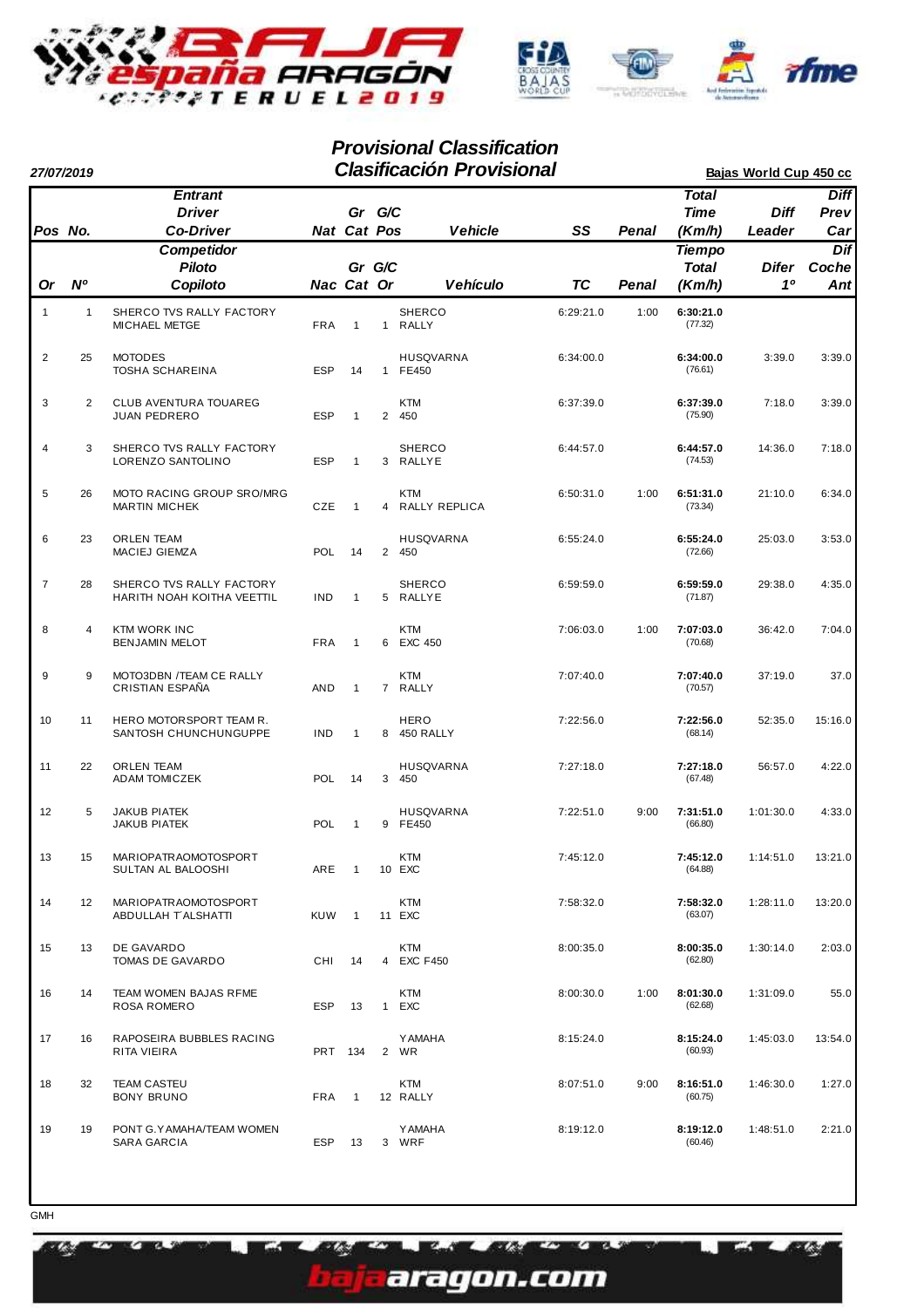# Provisional Classification
# Clasificación Provisional

**27/07/2019**

**Bajas World Cup 450 cc**

| Pos<br>Or | No.<br>Nº | Entrant / Driver / Co-Driver<br>Competidor / Piloto / Copiloto | Nat<br>Nac | Gr Cat | G/C Pos<br>G/C Or | Vehicle<br>Vehículo | SS<br>TC | Penal | Total Time (Km/h)<br>Tiempo Total (Km/h) | Diff Leader<br>Difer 1º | Diff Prev Car<br>Dif Coche Ant |
|---|---|---|---|---|---|---|---|---|---|---|---|
| 1 | 1 | SHERCO TVS RALLY FACTORY<br>MICHAEL METGE | FRA | 1 | 1 | SHERCO<br>RALLY | 6:29:21.0 | 1:00 | **6:30:21.0**<br>(77.32) | | |
| 2 | 25 | MOTODES<br>TOSHA SCHAREINA | ESP | 14 | 1 | HUSQVARNA<br>FE450 | 6:34:00.0 | | **6:34:00.0**<br>(76.61) | 3:39.0 | 3:39.0 |
| 3 | 2 | CLUB AVENTURA TOUAREG<br>JUAN PEDRERO | ESP | 1 | 2 | KTM<br>450 | 6:37:39.0 | | **6:37:39.0**<br>(75.90) | 7:18.0 | 3:39.0 |
| 4 | 3 | SHERCO TVS RALLY FACTORY<br>LORENZO SANTOLINO | ESP | 1 | 3 | SHERCO<br>RALLYE | 6:44:57.0 | | **6:44:57.0**<br>(74.53) | 14:36.0 | 7:18.0 |
| 5 | 26 | MOTO RACING GROUP SRO/MRG<br>MARTIN MICHEK | CZE | 1 | 4 | KTM<br>RALLY REPLICA | 6:50:31.0 | 1:00 | **6:51:31.0**<br>(73.34) | 21:10.0 | 6:34.0 |
| 6 | 23 | ORLEN TEAM<br>MACIEJ GIEMZA | POL | 14 | 2 | HUSQVARNA<br>450 | 6:55:24.0 | | **6:55:24.0**<br>(72.66) | 25:03.0 | 3:53.0 |
| 7 | 28 | SHERCO TVS RALLY FACTORY<br>HARITH NOAH KOITHA VEETTIL | IND | 1 | 5 | SHERCO<br>RALLYE | 6:59:59.0 | | **6:59:59.0**<br>(71.87) | 29:38.0 | 4:35.0 |
| 8 | 4 | KTM WORK INC<br>BENJAMIN MELOT | FRA | 1 | 6 | KTM<br>EXC 450 | 7:06:03.0 | 1:00 | **7:07:03.0**<br>(70.68) | 36:42.0 | 7:04.0 |
| 9 | 9 | MOTO3DBN /TEAM CE RALLY<br>CRISTIAN ESPAÑA | AND | 1 | 7 | KTM<br>RALLY | 7:07:40.0 | | **7:07:40.0**<br>(70.57) | 37:19.0 | 37.0 |
| 10 | 11 | HERO MOTORSPORT TEAM R.<br>SANTOSH CHUNCHUNGUPPE | IND | 1 | 8 | HERO<br>450 RALLY | 7:22:56.0 | | **7:22:56.0**<br>(68.14) | 52:35.0 | 15:16.0 |
| 11 | 22 | ORLEN TEAM<br>ADAM TOMICZEK | POL | 14 | 3 | HUSQVARNA<br>450 | 7:27:18.0 | | **7:27:18.0**<br>(67.48) | 56:57.0 | 4:22.0 |
| 12 | 5 | JAKUB PIATEK<br>JAKUB PIATEK | POL | 1 | 9 | HUSQVARNA<br>FE450 | 7:22:51.0 | 9:00 | **7:31:51.0**<br>(66.80) | 1:01:30.0 | 4:33.0 |
| 13 | 15 | MARIOPATRAOMOTOSPORT<br>SULTAN AL BALOOSHI | ARE | 1 | 10 | KTM<br>EXC | 7:45:12.0 | | **7:45:12.0**<br>(64.88) | 1:14:51.0 | 13:21.0 |
| 14 | 12 | MARIOPATRAOMOTOSPORT<br>ABDULLAH T´ALSHATTI | KUW | 1 | 11 | KTM<br>EXC | 7:58:32.0 | | **7:58:32.0**<br>(63.07) | 1:28:11.0 | 13:20.0 |
| 15 | 13 | DE GAVARDO<br>TOMAS DE GAVARDO | CHI | 14 | 4 | KTM<br>EXC F450 | 8:00:35.0 | | **8:00:35.0**<br>(62.80) | 1:30:14.0 | 2:03.0 |
| 16 | 14 | TEAM WOMEN BAJAS RFME<br>ROSA ROMERO | ESP | 13 | 1 | KTM<br>EXC | 8:00:30.0 | 1:00 | **8:01:30.0**<br>(62.68) | 1:31:09.0 | 55.0 |
| 17 | 16 | RAPOSEIRA BUBBLES RACING<br>RITA VIEIRA | PRT | 134 | 2 | YAMAHA<br>WR | 8:15:24.0 | | **8:15:24.0**<br>(60.93) | 1:45:03.0 | 13:54.0 |
| 18 | 32 | TEAM CASTEU<br>BONY BRUNO | FRA | 1 | 12 | KTM<br>RALLY | 8:07:51.0 | 9:00 | **8:16:51.0**<br>(60.75) | 1:46:30.0 | 1:27.0 |
| 19 | 19 | PONT G.YAMAHA/TEAM WOMEN<br>SARA GARCIA | ESP | 13 | 3 | YAMAHA<br>WRF | 8:19:12.0 | | **8:19:12.0**<br>(60.46) | 1:48:51.0 | 2:21.0 |

GMH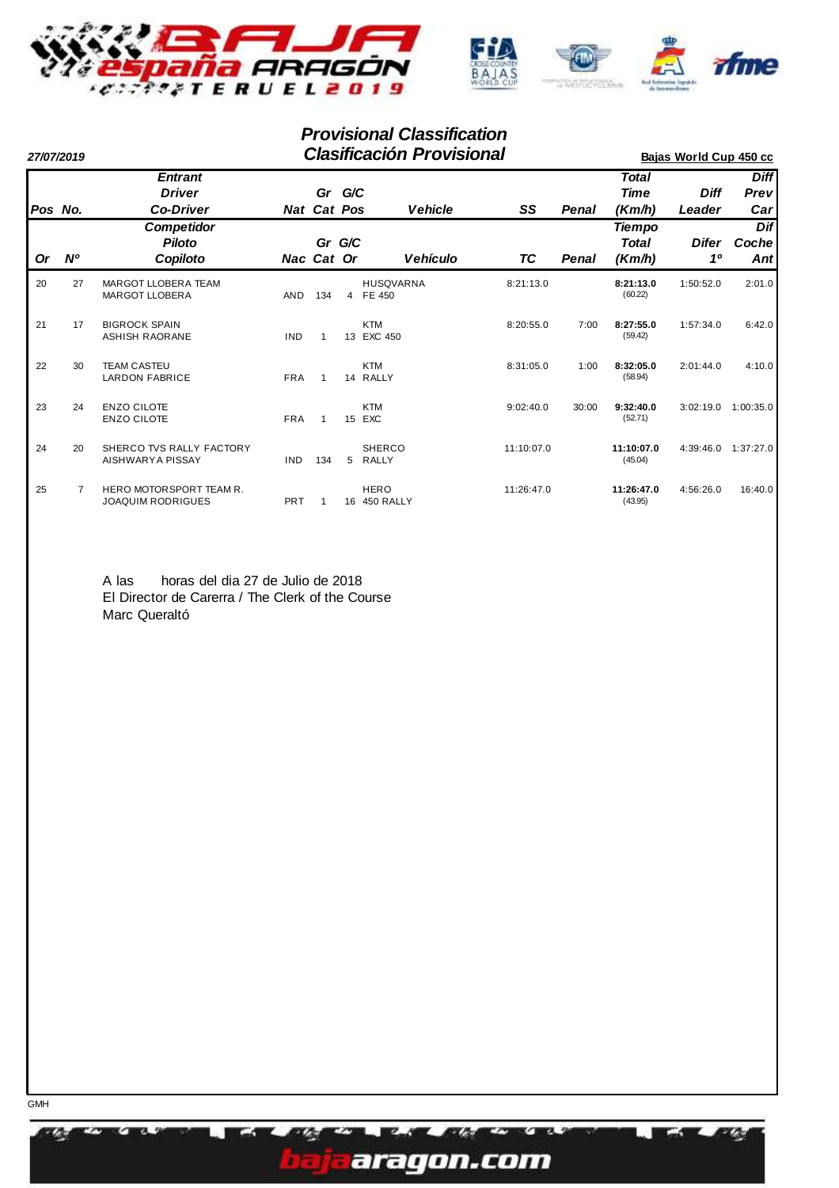## Provisional Classification
## Clasificación Provisional

**27/07/2019**

**Bajas World Cup 450 cc**

| Pos / Or | No. / Nº | Entrant / Driver / Co-Driver (Competidor / Piloto / Copiloto) | Nat / Nac | Gr Cat | G/C Pos / G/C Or | Vehicle / Vehículo | SS / TC | Penal | Total Time (Km/h) / Tiempo Total (Km/h) | Diff Leader / Difer 1º | Diff Prev Car / Dif Coche Ant |
|---|---|---|---|---|---|---|---|---|---|---|---|
| 20 | 27 | MARGOT LLOBERA TEAM<br>MARGOT LLOBERA | AND | 134 | 4 | HUSQVARNA<br>FE 450 | 8:21:13.0 | | **8:21:13.0**<br>(60.22) | 1:50:52.0 | 2:01.0 |
| 21 | 17 | BIGROCK SPAIN<br>ASHISH RAORANE | IND | 1 | 13 | KTM<br>EXC 450 | 8:20:55.0 | 7:00 | **8:27:55.0**<br>(59.42) | 1:57:34.0 | 6:42.0 |
| 22 | 30 | TEAM CASTEU<br>LARDON FABRICE | FRA | 1 | 14 | KTM<br>RALLY | 8:31:05.0 | 1:00 | **8:32:05.0**<br>(58.94) | 2:01:44.0 | 4:10.0 |
| 23 | 24 | ENZO CILOTE<br>ENZO CILOTE | FRA | 1 | 15 | KTM<br>EXC | 9:02:40.0 | 30:00 | **9:32:40.0**<br>(52.71) | 3:02:19.0 | 1:00:35.0 |
| 24 | 20 | SHERCO TVS RALLY FACTORY<br>AISHWARYA PISSAY | IND | 134 | 5 | SHERCO<br>RALLY | 11:10:07.0 | | **11:10:07.0**<br>(45.04) | 4:39:46.0 | 1:37:27.0 |
| 25 | 7 | HERO MOTORSPORT TEAM R.<br>JOAQUIM RODRIGUES | PRT | 1 | 16 | HERO<br>450 RALLY | 11:26:47.0 | | **11:26:47.0**<br>(43.95) | 4:56:26.0 | 16:40.0 |

A las horas del dia 27 de Julio de 2018
El Director de Carerra / The Clerk of the Course
Marc Queraltó

GMH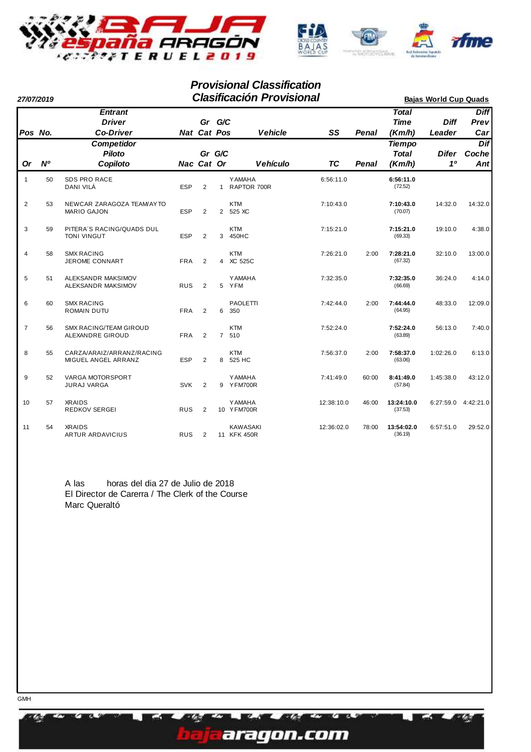# Provisional Classification
# Clasificación Provisional

**27/07/2019**

**Bajas World Cup Quads**

| Pos / Or | No. / Nº | Entrant / Competidor<br>Driver / Piloto<br>Co-Driver / Copiloto | Nat / Nac | Gr Cat | G/C Pos / G/C Or | Vehicle / Vehículo | SS / TC | Penal | Total Time / Tiempo Total (Km/h) | Diff Leader / Difer 1º | Diff Prev Car / Dif Coche Ant |
|---|---|---|---|---|---|---|---|---|---|---|---|
| 1 | 50 | SDS PRO RACE<br>DANI VILÁ | ESP | 2 | 1 | YAMAHA<br>RAPTOR 700R | 6:56:11.0 | | **6:56:11.0**<br>(72.52) | | |
| 2 | 53 | NEWCAR ZARAGOZA TEAM/AYTO<br>MARIO GAJON | ESP | 2 | 2 | KTM<br>525 XC | 7:10:43.0 | | **7:10:43.0**<br>(70.07) | 14:32.0 | 14:32.0 |
| 3 | 59 | PITERA´S RACING/QUADS DUL<br>TONI VINGUT | ESP | 2 | 3 | KTM<br>450HC | 7:15:21.0 | | **7:15:21.0**<br>(69.33) | 19:10.0 | 4:38.0 |
| 4 | 58 | SMX RACING<br>JEROME CONNART | FRA | 2 | 4 | KTM<br>XC 525C | 7:26:21.0 | 2:00 | **7:28:21.0**<br>(67.32) | 32:10.0 | 13:00.0 |
| 5 | 51 | ALEKSANDR MAKSIMOV<br>ALEKSANDR MAKSIMOV | RUS | 2 | 5 | YAMAHA<br>YFM | 7:32:35.0 | | **7:32:35.0**<br>(66.69) | 36:24.0 | 4:14.0 |
| 6 | 60 | SMX RACING<br>ROMAIN DUTU | FRA | 2 | 6 | PAOLETTI<br>350 | 7:42:44.0 | 2:00 | **7:44:44.0**<br>(64.95) | 48:33.0 | 12:09.0 |
| 7 | 56 | SMX RACING/TEAM GIROUD<br>ALEXANDRE GIROUD | FRA | 2 | 7 | KTM<br>510 | 7:52:24.0 | | **7:52:24.0**<br>(63.89) | 56:13.0 | 7:40.0 |
| 8 | 55 | CARZA/ARAIZ/ARRANZ/RACING<br>MIGUEL ANGEL ARRANZ | ESP | 2 | 8 | KTM<br>525 HC | 7:56:37.0 | 2:00 | **7:58:37.0**<br>(63.06) | 1:02:26.0 | 6:13.0 |
| 9 | 52 | VARGA MOTORSPORT<br>JURAJ VARGA | SVK | 2 | 9 | YAMAHA<br>YFM700R | 7:41:49.0 | 60:00 | **8:41:49.0**<br>(57.84) | 1:45:38.0 | 43:12.0 |
| 10 | 57 | XRAIDS<br>REDKOV SERGEI | RUS | 2 | 10 | YAMAHA<br>YFM700R | 12:38:10.0 | 46:00 | **13:24:10.0**<br>(37.53) | 6:27:59.0 | 4:42:21.0 |
| 11 | 54 | XRAIDS<br>ARTUR ARDAVICIUS | RUS | 2 | 11 | KAWASAKI<br>KFK 450R | 12:36:02.0 | 78:00 | **13:54:02.0**<br>(36.19) | 6:57:51.0 | 29:52.0 |

A las horas del dia 27 de Julio de 2018
El Director de Carrera / The Clerk of the Course
Marc Queraltó

GMH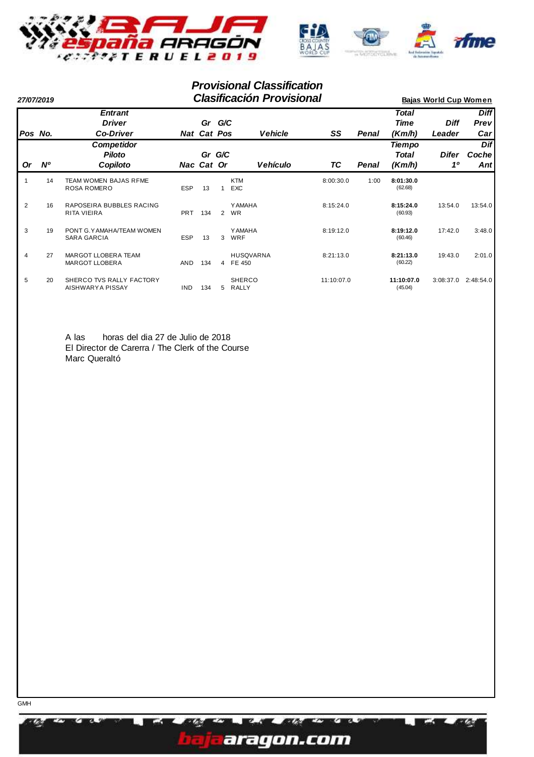27/07/2019

## Provisional Classification
## Clasificación Provisional

**Bajas World Cup Women**

| Pos / Or | No. / Nº | Entrant / Driver / Co-Driver — Competidor / Piloto / Copiloto | Nat / Nac | Gr Cat | G/C Pos / G/C Or | Vehicle / Vehículo | SS / TC | Penal | Total Time (Km/h) / Tiempo Total (Km/h) | Diff Leader / Difer 1º | Diff Prev Car / Dif Coche Ant |
|---|---|---|---|---|---|---|---|---|---|---|---|
| 1 | 14 | TEAM WOMEN BAJAS RFME<br>ROSA ROMERO | ESP | 13 | 1 | KTM<br>EXC | 8:00:30.0 | 1:00 | **8:01:30.0**<br>(62.68) | | |
| 2 | 16 | RAPOSEIRA BUBBLES RACING<br>RITA VIEIRA | PRT | 134 | 2 | YAMAHA<br>WR | 8:15:24.0 | | **8:15:24.0**<br>(60.93) | 13:54.0 | 13:54.0 |
| 3 | 19 | PONT G.YAMAHA/TEAM WOMEN<br>SARA GARCIA | ESP | 13 | 3 | YAMAHA<br>WRF | 8:19:12.0 | | **8:19:12.0**<br>(60.46) | 17:42.0 | 3:48.0 |
| 4 | 27 | MARGOT LLOBERA TEAM<br>MARGOT LLOBERA | AND | 134 | 4 | HUSQVARNA<br>FE 450 | 8:21:13.0 | | **8:21:13.0**<br>(60.22) | 19:43.0 | 2:01.0 |
| 5 | 20 | SHERCO TVS RALLY FACTORY<br>AISHWARYA PISSAY | IND | 134 | 5 | SHERCO<br>RALLY | 11:10:07.0 | | **11:10:07.0**<br>(45.04) | 3:08:37.0 | 2:48:54.0 |

A las horas del dia 27 de Julio de 2018
El Director de Carrera / The Clerk of the Course
Marc Queraltó

GMH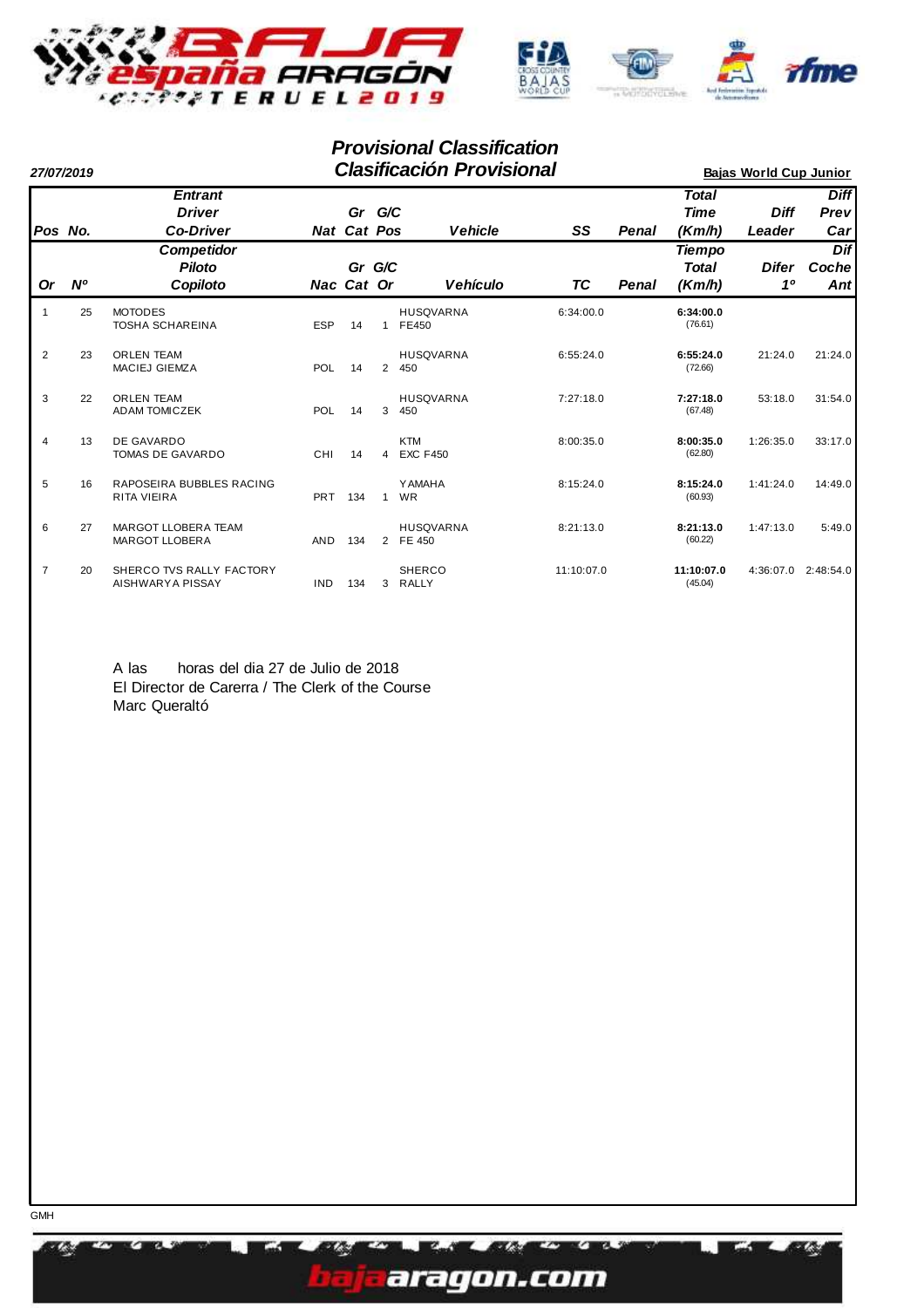# Provisional Classification
# Clasificación Provisional

**27/07/2019**

**Bajas World Cup Junior**

| Pos / Or | No. / Nº | Entrant / Competidor<br>Driver / Piloto<br>Co-Driver / Copiloto | Nat / Nac | Gr Cat | G/C Pos / G/C Or | Vehicle / Vehículo | SS / TC | Penal | Total Time / Tiempo Total (Km/h) | Diff Leader / Difer 1º | Diff Prev Car / Dif Coche Ant |
|---|---|---|---|---|---|---|---|---|---|---|---|
| 1 | 25 | MOTODES<br>TOSHA SCHAREINA | ESP | 14 | 1 | HUSQVARNA<br>FE450 | 6:34:00.0 | | **6:34:00.0**<br>(76.61) | | |
| 2 | 23 | ORLEN TEAM<br>MACIEJ GIEMZA | POL | 14 | 2 | HUSQVARNA<br>450 | 6:55:24.0 | | **6:55:24.0**<br>(72.66) | 21:24.0 | 21:24.0 |
| 3 | 22 | ORLEN TEAM<br>ADAM TOMICZEK | POL | 14 | 3 | HUSQVARNA<br>450 | 7:27:18.0 | | **7:27:18.0**<br>(67.48) | 53:18.0 | 31:54.0 |
| 4 | 13 | DE GAVARDO<br>TOMAS DE GAVARDO | CHI | 14 | 4 | KTM<br>EXC F450 | 8:00:35.0 | | **8:00:35.0**<br>(62.80) | 1:26:35.0 | 33:17.0 |
| 5 | 16 | RAPOSEIRA BUBBLES RACING<br>RITA VIEIRA | PRT | 134 | 1 | YAMAHA<br>WR | 8:15:24.0 | | **8:15:24.0**<br>(60.93) | 1:41:24.0 | 14:49.0 |
| 6 | 27 | MARGOT LLOBERA TEAM<br>MARGOT LLOBERA | AND | 134 | 2 | HUSQVARNA<br>FE 450 | 8:21:13.0 | | **8:21:13.0**<br>(60.22) | 1:47:13.0 | 5:49.0 |
| 7 | 20 | SHERCO TVS RALLY FACTORY<br>AISHWARYA PISSAY | IND | 134 | 3 | SHERCO<br>RALLY | 11:10:07.0 | | **11:10:07.0**<br>(45.04) | 4:36:07.0 | 2:48:54.0 |

A las horas del dia 27 de Julio de 2018
El Director de Carerra / The Clerk of the Course
Marc Queraltó

GMH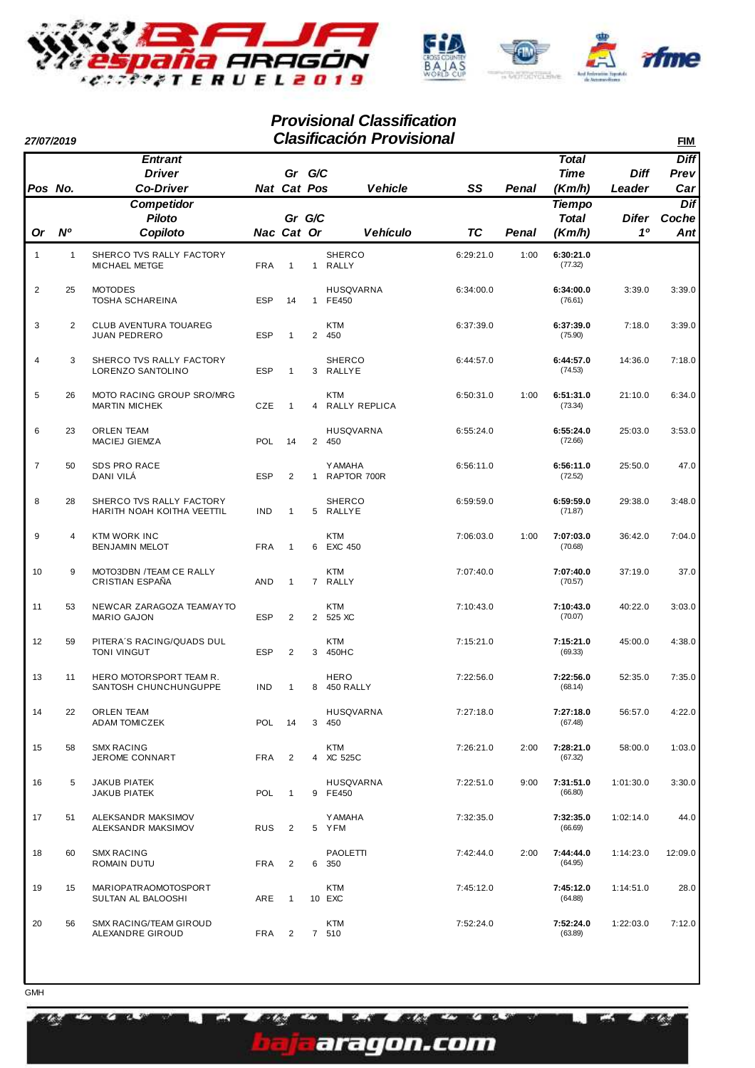# Provisional Classification
# Clasificación Provisional

**27/07/2019** **FIM**

| Pos / Or | No. / Nº | Entrant / Driver / Co-Driver — Competidor / Piloto / Copiloto | Nat / Nac | Gr Cat | G/C Pos / G/C Or | Vehicle / Vehículo | SS / TC | Penal | Total Time (Km/h) / Tiempo Total (Km/h) | Diff Leader / Difer 1º | Diff Prev Car / Dif Coche Ant |
|---|---|---|---|---|---|---|---|---|---|---|---|
| 1 | 1 | SHERCO TVS RALLY FACTORY<br>MICHAEL METGE | FRA | 1 | 1 | SHERCO<br>RALLY | 6:29:21.0 | 1:00 | **6:30:21.0**<br>(77.32) | | |
| 2 | 25 | MOTODES<br>TOSHA SCHAREINA | ESP | 14 | 1 | HUSQVARNA<br>FE450 | 6:34:00.0 | | **6:34:00.0**<br>(76.61) | 3:39.0 | 3:39.0 |
| 3 | 2 | CLUB AVENTURA TOUAREG<br>JUAN PEDRERO | ESP | 1 | 2 | KTM<br>450 | 6:37:39.0 | | **6:37:39.0**<br>(75.90) | 7:18.0 | 3:39.0 |
| 4 | 3 | SHERCO TVS RALLY FACTORY<br>LORENZO SANTOLINO | ESP | 1 | 3 | SHERCO<br>RALLYE | 6:44:57.0 | | **6:44:57.0**<br>(74.53) | 14:36.0 | 7:18.0 |
| 5 | 26 | MOTO RACING GROUP SRO/MRG<br>MARTIN MICHEK | CZE | 1 | 4 | KTM<br>RALLY REPLICA | 6:50:31.0 | 1:00 | **6:51:31.0**<br>(73.34) | 21:10.0 | 6:34.0 |
| 6 | 23 | ORLEN TEAM<br>MACIEJ GIEMZA | POL | 14 | 2 | HUSQVARNA<br>450 | 6:55:24.0 | | **6:55:24.0**<br>(72.66) | 25:03.0 | 3:53.0 |
| 7 | 50 | SDS PRO RACE<br>DANI VILÁ | ESP | 2 | 1 | YAMAHA<br>RAPTOR 700R | 6:56:11.0 | | **6:56:11.0**<br>(72.52) | 25:50.0 | 47.0 |
| 8 | 28 | SHERCO TVS RALLY FACTORY<br>HARITH NOAH KOITHA VEETTIL | IND | 1 | 5 | SHERCO<br>RALLYE | 6:59:59.0 | | **6:59:59.0**<br>(71.87) | 29:38.0 | 3:48.0 |
| 9 | 4 | KTM WORK INC<br>BENJAMIN MELOT | FRA | 1 | 6 | KTM<br>EXC 450 | 7:06:03.0 | 1:00 | **7:07:03.0**<br>(70.68) | 36:42.0 | 7:04.0 |
| 10 | 9 | MOTO3DBN /TEAM CE RALLY<br>CRISTIAN ESPAÑA | AND | 1 | 7 | KTM<br>RALLY | 7:07:40.0 | | **7:07:40.0**<br>(70.57) | 37:19.0 | 37.0 |
| 11 | 53 | NEWCAR ZARAGOZA TEAM/AYTO<br>MARIO GAJON | ESP | 2 | 2 | KTM<br>525 XC | 7:10:43.0 | | **7:10:43.0**<br>(70.07) | 40:22.0 | 3:03.0 |
| 12 | 59 | PITERA´S RACING/QUADS DUL<br>TONI VINGUT | ESP | 2 | 3 | KTM<br>450HC | 7:15:21.0 | | **7:15:21.0**<br>(69.33) | 45:00.0 | 4:38.0 |
| 13 | 11 | HERO MOTORSPORT TEAM R.<br>SANTOSH CHUNCHUNGUPPE | IND | 1 | 8 | HERO<br>450 RALLY | 7:22:56.0 | | **7:22:56.0**<br>(68.14) | 52:35.0 | 7:35.0 |
| 14 | 22 | ORLEN TEAM<br>ADAM TOMICZEK | POL | 14 | 3 | HUSQVARNA<br>450 | 7:27:18.0 | | **7:27:18.0**<br>(67.48) | 56:57.0 | 4:22.0 |
| 15 | 58 | SMX RACING<br>JEROME CONNART | FRA | 2 | 4 | KTM<br>XC 525C | 7:26:21.0 | 2:00 | **7:28:21.0**<br>(67.32) | 58:00.0 | 1:03.0 |
| 16 | 5 | JAKUB PIATEK<br>JAKUB PIATEK | POL | 1 | 9 | HUSQVARNA<br>FE450 | 7:22:51.0 | 9:00 | **7:31:51.0**<br>(66.80) | 1:01:30.0 | 3:30.0 |
| 17 | 51 | ALEKSANDR MAKSIMOV<br>ALEKSANDR MAKSIMOV | RUS | 2 | 5 | YAMAHA<br>YFM | 7:32:35.0 | | **7:32:35.0**<br>(66.69) | 1:02:14.0 | 44.0 |
| 18 | 60 | SMX RACING<br>ROMAIN DUTU | FRA | 2 | 6 | PAOLETTI<br>350 | 7:42:44.0 | 2:00 | **7:44:44.0**<br>(64.95) | 1:14:23.0 | 12:09.0 |
| 19 | 15 | MARIOPATRAOMOTOSPORT<br>SULTAN AL BALOOSHI | ARE | 1 | 10 | KTM<br>EXC | 7:45:12.0 | | **7:45:12.0**<br>(64.88) | 1:14:51.0 | 28.0 |
| 20 | 56 | SMX RACING/TEAM GIROUD<br>ALEXANDRE GIROUD | FRA | 2 | 7 | KTM<br>510 | 7:52:24.0 | | **7:52:24.0**<br>(63.89) | 1:22:03.0 | 7:12.0 |

GMH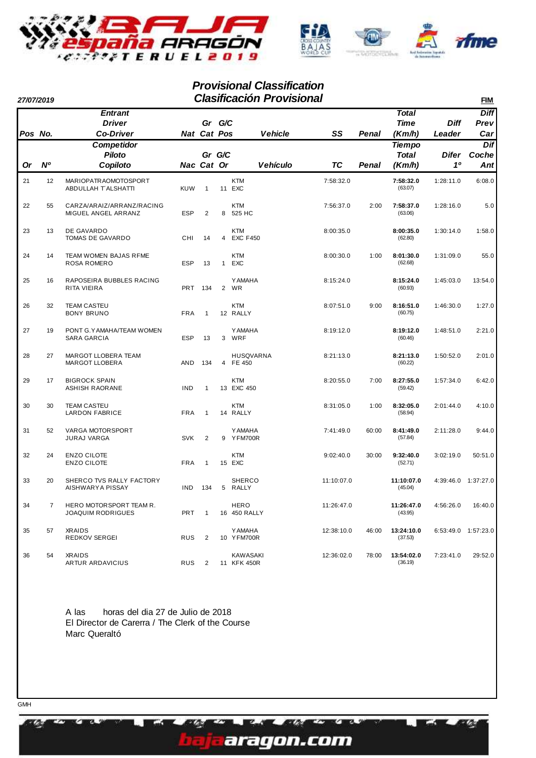# Provisional Classification
# Clasificación Provisional

**27/07/2019** **FIM**

| Pos / Or | No. / Nº | Entrant / Driver / Co-Driver — Competidor / Piloto / Copiloto | Nat / Nac | Gr Cat | G/C Pos / G/C Or | Vehicle / Vehículo | SS / TC | Penal | Total Time (Km/h) / Tiempo Total (Km/h) | Diff Leader / Difer 1º | Diff Prev Car / Dif Coche Ant |
|---|---|---|---|---|---|---|---|---|---|---|---|
| 21 | 12 | MARIOPATRAOMOTOSPORT<br>ABDULLAH T'ALSHATTI | KUW | 1 | 11 | KTM<br>EXC | 7:58:32.0 | | **7:58:32.0**<br>(63.07) | 1:28:11.0 | 6:08.0 |
| 22 | 55 | CARZA/ARAIZ/ARRANZ/RACING<br>MIGUEL ANGEL ARRANZ | ESP | 2 | 8 | KTM<br>525 HC | 7:56:37.0 | 2:00 | **7:58:37.0**<br>(63.06) | 1:28:16.0 | 5.0 |
| 23 | 13 | DE GAVARDO<br>TOMAS DE GAVARDO | CHI | 14 | 4 | KTM<br>EXC F450 | 8:00:35.0 | | **8:00:35.0**<br>(62.80) | 1:30:14.0 | 1:58.0 |
| 24 | 14 | TEAM WOMEN BAJAS RFME<br>ROSA ROMERO | ESP | 13 | 1 | KTM<br>EXC | 8:00:30.0 | 1:00 | **8:01:30.0**<br>(62.68) | 1:31:09.0 | 55.0 |
| 25 | 16 | RAPOSEIRA BUBBLES RACING<br>RITA VIEIRA | PRT | 134 | 2 | YAMAHA<br>WR | 8:15:24.0 | | **8:15:24.0**<br>(60.93) | 1:45:03.0 | 13:54.0 |
| 26 | 32 | TEAM CASTEU<br>BONY BRUNO | FRA | 1 | 12 | KTM<br>RALLY | 8:07:51.0 | 9:00 | **8:16:51.0**<br>(60.75) | 1:46:30.0 | 1:27.0 |
| 27 | 19 | PONT G.YAMAHA/TEAM WOMEN<br>SARA GARCIA | ESP | 13 | 3 | YAMAHA<br>WRF | 8:19:12.0 | | **8:19:12.0**<br>(60.46) | 1:48:51.0 | 2:21.0 |
| 28 | 27 | MARGOT LLOBERA TEAM<br>MARGOT LLOBERA | AND | 134 | 4 | HUSQVARNA<br>FE 450 | 8:21:13.0 | | **8:21:13.0**<br>(60.22) | 1:50:52.0 | 2:01.0 |
| 29 | 17 | BIGROCK SPAIN<br>ASHISH RAORANE | IND | 1 | 13 | KTM<br>EXC 450 | 8:20:55.0 | 7:00 | **8:27:55.0**<br>(59.42) | 1:57:34.0 | 6:42.0 |
| 30 | 30 | TEAM CASTEU<br>LARDON FABRICE | FRA | 1 | 14 | KTM<br>RALLY | 8:31:05.0 | 1:00 | **8:32:05.0**<br>(58.94) | 2:01:44.0 | 4:10.0 |
| 31 | 52 | VARGA MOTORSPORT<br>JURAJ VARGA | SVK | 2 | 9 | YAMAHA<br>YFM700R | 7:41:49.0 | 60:00 | **8:41:49.0**<br>(57.84) | 2:11:28.0 | 9:44.0 |
| 32 | 24 | ENZO CILOTE<br>ENZO CILOTE | FRA | 1 | 15 | KTM<br>EXC | 9:02:40.0 | 30:00 | **9:32:40.0**<br>(52.71) | 3:02:19.0 | 50:51.0 |
| 33 | 20 | SHERCO TVS RALLY FACTORY<br>AISHWARYA PISSAY | IND | 134 | 5 | SHERCO<br>RALLY | 11:10:07.0 | | **11:10:07.0**<br>(45.04) | 4:39:46.0 | 1:37:27.0 |
| 34 | 7 | HERO MOTORSPORT TEAM R.<br>JOAQUIM RODRIGUES | PRT | 1 | 16 | HERO<br>450 RALLY | 11:26:47.0 | | **11:26:47.0**<br>(43.95) | 4:56:26.0 | 16:40.0 |
| 35 | 57 | XRAIDS<br>REDKOV SERGEI | RUS | 2 | 10 | YAMAHA<br>YFM700R | 12:38:10.0 | 46:00 | **13:24:10.0**<br>(37.53) | 6:53:49.0 | 1:57:23.0 |
| 36 | 54 | XRAIDS<br>ARTUR ARDAVICIUS | RUS | 2 | 11 | KAWASAKI<br>KFK 450R | 12:36:02.0 | 78:00 | **13:54:02.0**<br>(36.19) | 7:23:41.0 | 29:52.0 |

A las      horas del dia 27 de Julio de 2018
El Director de Carrera / The Clerk of the Course
Marc Queraltó

GMH